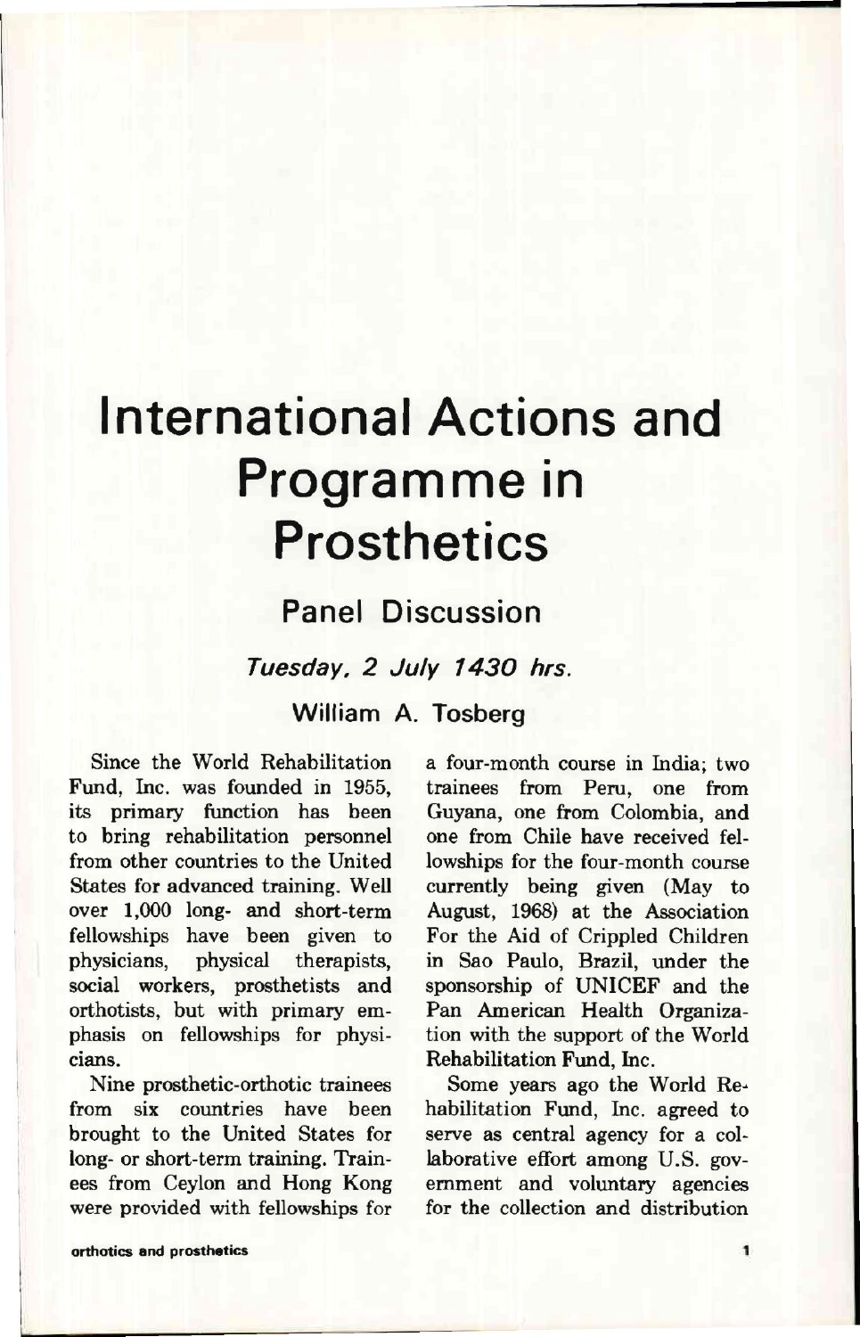# International Actions and Programme in Prosthetics

## Panel Discussion

*Tuesday, 2 July 1430 hrs.*

### William A. Tosberg

Since the World Rehabilitation Fund, Inc. was founded in 1955, its primary function has been to bring rehabilitation personnel from other countries to the United States for advanced training. Well over 1,000 long- and short-term fellowships have been given to physicians, physical therapists, social workers, prosthetists and orthotists, but with primary emphasis on fellowships for physicians.

Nine prosthetic-orthotic trainees from six countries have been brought to the United States for long- or short-term training. Trainees from Ceylon and Hong Kong were provided with fellowships for a four-month course in India; two trainees from Peru, one from Guyana, one from Colombia, and one from Chile have received fellowships for the four-month course currently being given (May to August, 1968) at the Association For the Aid of Crippled Children in Sao Paulo, Brazil, under the sponsorship of UNICEF and the Pan American Health Organization with the support of the World Rehabilitation Fund, Inc.

Some years ago the World Rehabilitation Fund, Inc. agreed to serve as central agency for a collaborative effort among U.S. government and voluntary agencies for the collection and distribution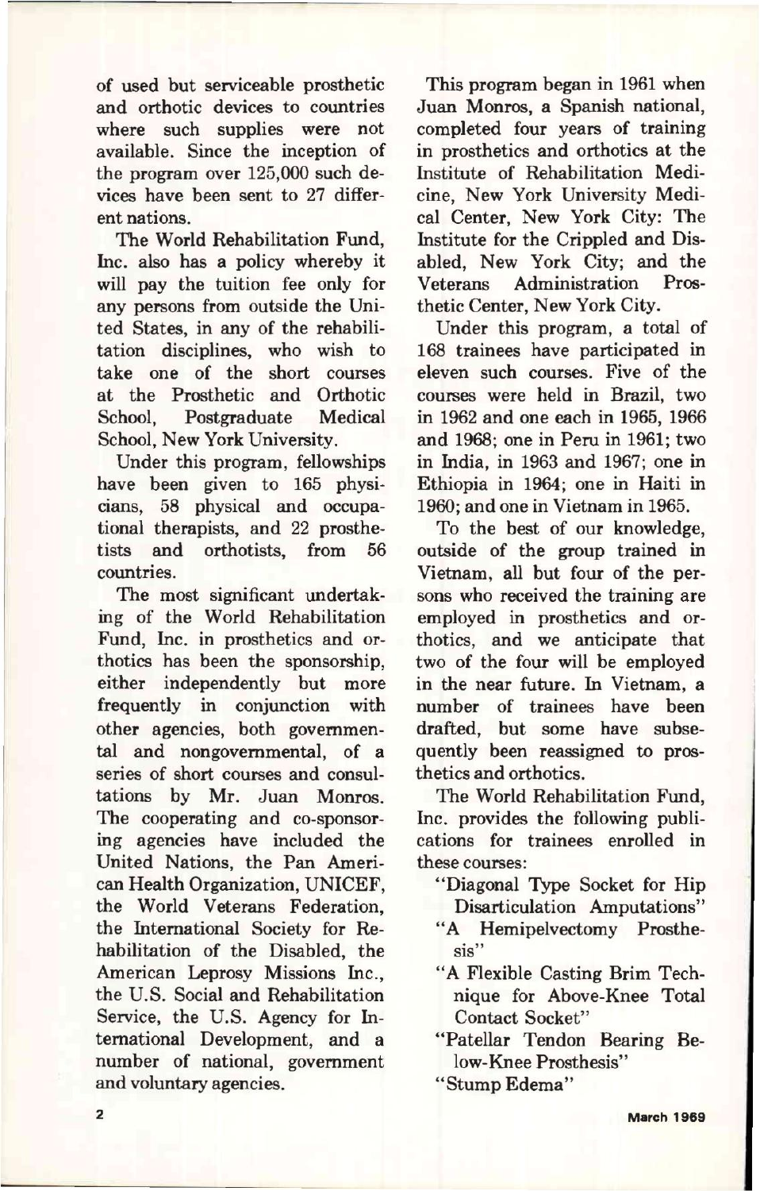of used but serviceable prosthetic and orthotic devices to countries where such supplies were not available. Since the inception of the program over 125,000 such devices have been sent to 27 different nations.

The World Rehabilitation Fund, Inc. also has a policy whereby it will pay the tuition fee only for any persons from outside the United States, in any of the rehabilitation disciplines, who wish to take one of the short courses at the Prosthetic and Orthotic School, Postgraduate Medical School, New York University.

Under this program, fellowships have been given to 165 physicians, 58 physical and occupational therapists, and 22 prosthetists and orthotists, from 56 countries.

The most significant undertaking of the World Rehabilitation Fund, Inc. in prosthetics and orthotics has been the sponsorship, either independently but more frequently in conjunction with other agencies, both governmental and nongovernmental, of a series of short courses and consultations by Mr. Juan Monros. The cooperating and co-sponsoring agencies have included the United Nations, the Pan American Health Organization, UNICEF, the World Veterans Federation, the International Society for Rehabilitation of the Disabled, the American Leprosy Missions Inc., the U.S. Social and Rehabilitation Service, the U.S. Agency for International Development, and a number of national, government and voluntary agencies.

This program began in 1961 when Juan Monros, a Spanish national, completed four years of training in prosthetics and orthotics at the Institute of Rehabilitation Medicine, New York University Medical Center, New York City: The Institute for the Crippled and Disabled, New York City; and the Veterans Administration Prosthetic Center, New York City.

Under this program, a total of 168 trainees have participated in eleven such courses. Five of the courses were held in Brazil, two in 1962 and one each in 1965, 1966 and 1968; one in Peru in 1961; two in India, in 1963 and 1967; one in Ethiopia in 1964; one in Haiti in 1960; and one in Vietnam in 1965.

To the best of our knowledge, outside of the group trained in Vietnam, all but four of the persons who received the training are employed in prosthetics and orthotics, and we anticipate that two of the four will be employed in the near future. In Vietnam, a number of trainees have been drafted, but some have subsequently been reassigned to prosthetics and orthotics.

The World Rehabilitation Fund, Inc. provides the following publications for trainees enrolled in these courses:

- "Diagonal Type Socket for Hip Disarticulation Amputations"
- "A Hemipelvectomy Prosthesis"
- "A Flexible Casting Brim Technique for Above-Knee Total Contact Socket"
- "Patellar Tendon Bearing Below-Knee Prosthesis"
- "Stump Edema"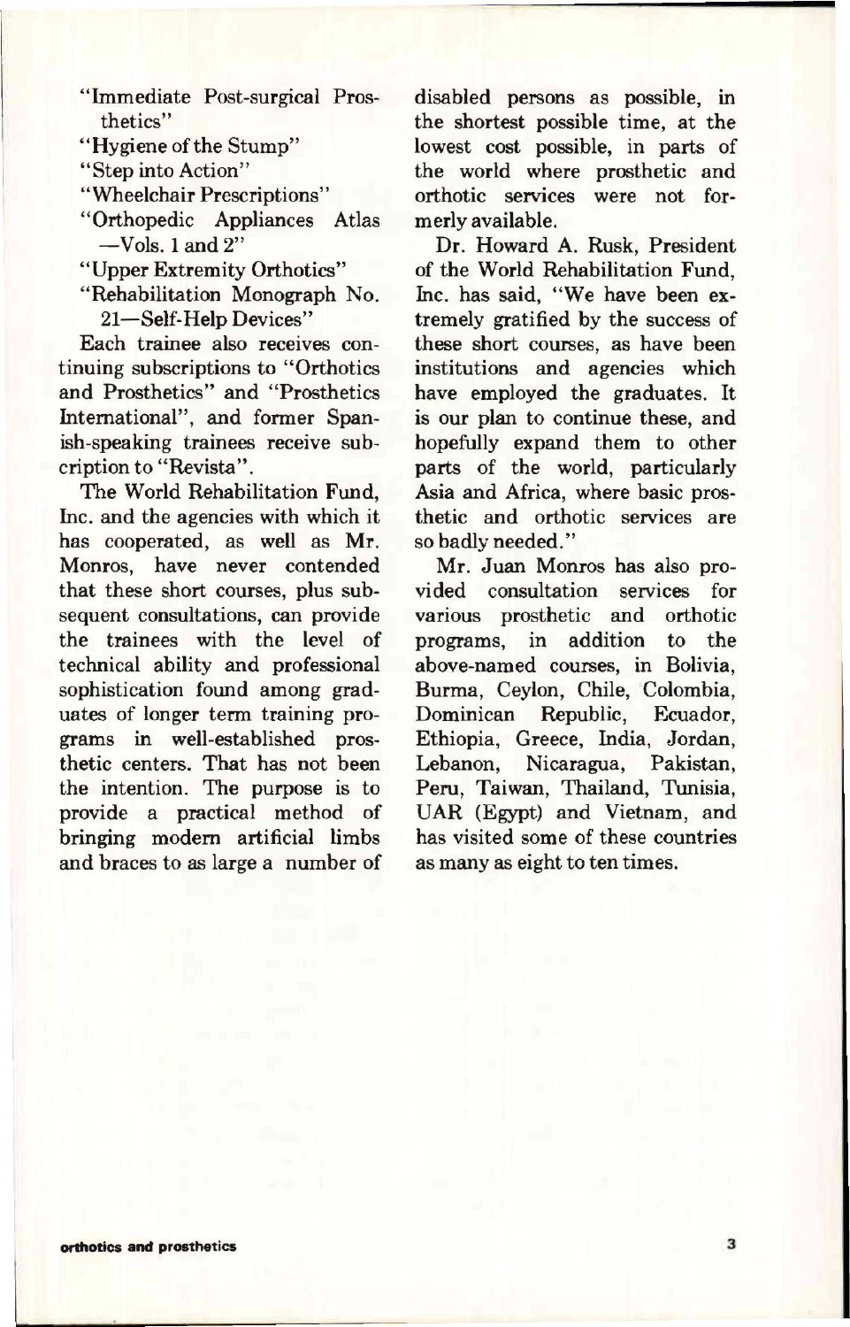"Immediate Post-surgical Prosthetics"
"Hygiene of the Stump"
"Step into Action"
"Wheelchair Prescriptions"
"Orthopedic Appliances Atlas—Vols. 1 and 2"
"Upper Extremity Orthotics"
"Rehabilitation Monograph No. 21—Self-Help Devices"

Each trainee also receives continuing subscriptions to "Orthotics and Prosthetics" and "Prosthetics International", and former Spanish-speaking trainees receive subcription to "Revista".

The World Rehabilitation Fund, Inc. and the agencies with which it has cooperated, as well as Mr. Monros, have never contended that these short courses, plus subsequent consultations, can provide the trainees with the level of technical ability and professional sophistication found among graduates of longer term training programs in well-established prosthetic centers. That has not been the intention. The purpose is to provide a practical method of bringing modern artificial limbs and braces to as large a number of disabled persons as possible, in the shortest possible time, at the lowest cost possible, in parts of the world where prosthetic and orthotic services were not formerly available.

Dr. Howard A. Rusk, President of the World Rehabilitation Fund, Inc. has said, "We have been extremely gratified by the success of these short courses, as have been institutions and agencies which have employed the graduates. It is our plan to continue these, and hopefully expand them to other parts of the world, particularly Asia and Africa, where basic prosthetic and orthotic services are so badly needed."

Mr. Juan Monros has also provided consultation services for various prosthetic and orthotic programs, in addition to the above-named courses, in Bolivia, Burma, Ceylon, Chile, Colombia, Dominican Republic, Ecuador, Ethiopia, Greece, India, Jordan, Lebanon, Nicaragua, Pakistan, Peru, Taiwan, Thailand, Tunisia, UAR (Egypt) and Vietnam, and has visited some of these countries as many as eight to ten times.